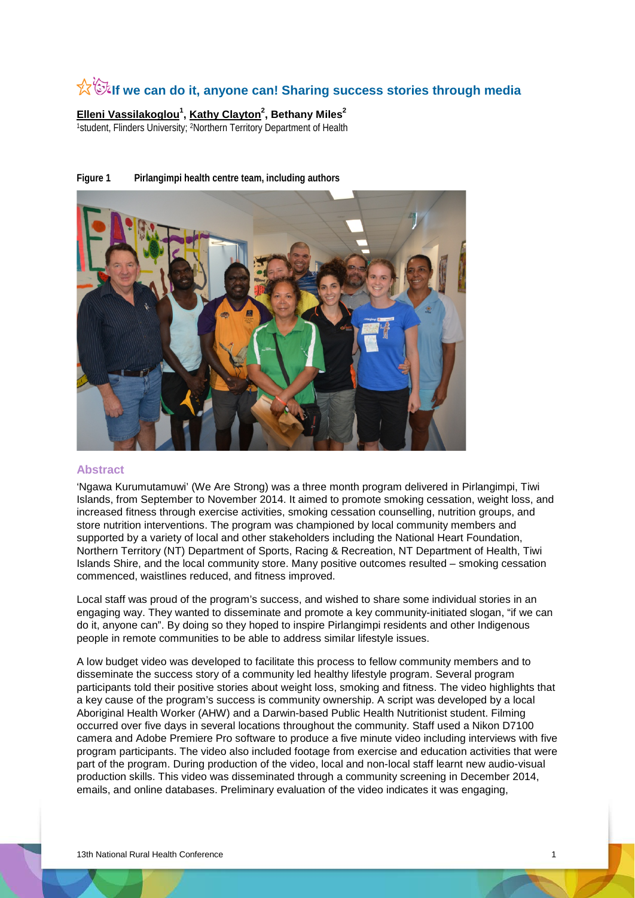# If we can do it, anyone can! Sharing success stories through media

**Elleni Vassilakoglou[1], Kathy Clayton[2], Bethany Miles[2]**
[1]student, Flinders University; [2]Northern Territory Department of Health

**Figure 1 Pirlangimpi health centre team, including authors**

## Abstract

'Ngawa Kurumutamuwi' (We Are Strong) was a three month program delivered in Pirlangimpi, Tiwi Islands, from September to November 2014. It aimed to promote smoking cessation, weight loss, and increased fitness through exercise activities, smoking cessation counselling, nutrition groups, and store nutrition interventions. The program was championed by local community members and supported by a variety of local and other stakeholders including the National Heart Foundation, Northern Territory (NT) Department of Sports, Racing & Recreation, NT Department of Health, Tiwi Islands Shire, and the local community store. Many positive outcomes resulted – smoking cessation commenced, waistlines reduced, and fitness improved.

Local staff was proud of the program's success, and wished to share some individual stories in an engaging way. They wanted to disseminate and promote a key community-initiated slogan, "if we can do it, anyone can". By doing so they hoped to inspire Pirlangimpi residents and other Indigenous people in remote communities to be able to address similar lifestyle issues.

A low budget video was developed to facilitate this process to fellow community members and to disseminate the success story of a community led healthy lifestyle program. Several program participants told their positive stories about weight loss, smoking and fitness. The video highlights that a key cause of the program's success is community ownership. A script was developed by a local Aboriginal Health Worker (AHW) and a Darwin-based Public Health Nutritionist student. Filming occurred over five days in several locations throughout the community. Staff used a Nikon D7100 camera and Adobe Premiere Pro software to produce a five minute video including interviews with five program participants. The video also included footage from exercise and education activities that were part of the program. During production of the video, local and non-local staff learnt new audio-visual production skills. This video was disseminated through a community screening in December 2014, emails, and online databases. Preliminary evaluation of the video indicates it was engaging,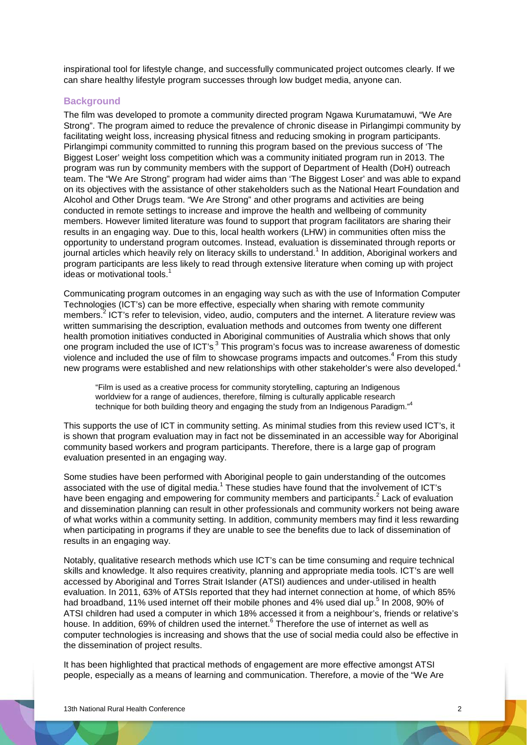inspirational tool for lifestyle change, and successfully communicated project outcomes clearly. If we can share healthy lifestyle program successes through low budget media, anyone can.

## Background

The film was developed to promote a community directed program Ngawa Kurumatamuwi, "We Are Strong". The program aimed to reduce the prevalence of chronic disease in Pirlangimpi community by facilitating weight loss, increasing physical fitness and reducing smoking in program participants. Pirlangimpi community committed to running this program based on the previous success of 'The Biggest Loser' weight loss competition which was a community initiated program run in 2013. The program was run by community members with the support of Department of Health (DoH) outreach team. The "We Are Strong" program had wider aims than 'The Biggest Loser' and was able to expand on its objectives with the assistance of other stakeholders such as the National Heart Foundation and Alcohol and Other Drugs team. "We Are Strong" and other programs and activities are being conducted in remote settings to increase and improve the health and wellbeing of community members. However limited literature was found to support that program facilitators are sharing their results in an engaging way. Due to this, local health workers (LHW) in communities often miss the opportunity to understand program outcomes. Instead, evaluation is disseminated through reports or journal articles which heavily rely on literacy skills to understand.[1] In addition, Aboriginal workers and program participants are less likely to read through extensive literature when coming up with project ideas or motivational tools.[1]

Communicating program outcomes in an engaging way such as with the use of Information Computer Technologies (ICT's) can be more effective, especially when sharing with remote community members.[2] ICT's refer to television, video, audio, computers and the internet. A literature review was written summarising the description, evaluation methods and outcomes from twenty one different health promotion initiatives conducted in Aboriginal communities of Australia which shows that only one program included the use of ICT's.[3] This program's focus was to increase awareness of domestic violence and included the use of film to showcase programs impacts and outcomes.[4] From this study new programs were established and new relationships with other stakeholder's were also developed.[4]

> "Film is used as a creative process for community storytelling, capturing an Indigenous worldview for a range of audiences, therefore, filming is culturally applicable research technique for both building theory and engaging the study from an Indigenous Paradigm."[4]

This supports the use of ICT in community setting. As minimal studies from this review used ICT's, it is shown that program evaluation may in fact not be disseminated in an accessible way for Aboriginal community based workers and program participants. Therefore, there is a large gap of program evaluation presented in an engaging way.

Some studies have been performed with Aboriginal people to gain understanding of the outcomes associated with the use of digital media.[1] These studies have found that the involvement of ICT's have been engaging and empowering for community members and participants.[2] Lack of evaluation and dissemination planning can result in other professionals and community workers not being aware of what works within a community setting. In addition, community members may find it less rewarding when participating in programs if they are unable to see the benefits due to lack of dissemination of results in an engaging way.

Notably, qualitative research methods which use ICT's can be time consuming and require technical skills and knowledge. It also requires creativity, planning and appropriate media tools. ICT's are well accessed by Aboriginal and Torres Strait Islander (ATSI) audiences and under-utilised in health evaluation. In 2011, 63% of ATSIs reported that they had internet connection at home, of which 85% had broadband, 11% used internet off their mobile phones and 4% used dial up.[5] In 2008, 90% of ATSI children had used a computer in which 18% accessed it from a neighbour's, friends or relative's house. In addition, 69% of children used the internet.[6] Therefore the use of internet as well as computer technologies is increasing and shows that the use of social media could also be effective in the dissemination of project results.

It has been highlighted that practical methods of engagement are more effective amongst ATSI people, especially as a means of learning and communication. Therefore, a movie of the "We Are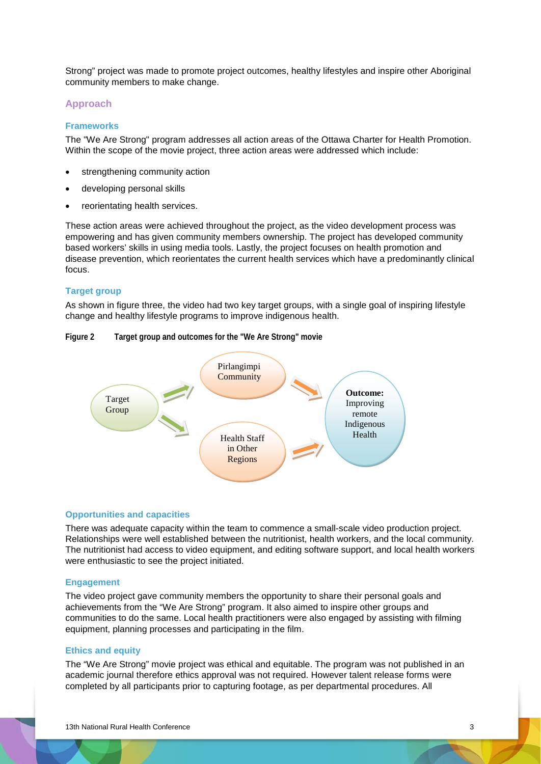Strong" project was made to promote project outcomes, healthy lifestyles and inspire other Aboriginal community members to make change.

## Approach

### Frameworks

The "We Are Strong" program addresses all action areas of the Ottawa Charter for Health Promotion. Within the scope of the movie project, three action areas were addressed which include:

- strengthening community action
- developing personal skills
- reorientating health services.

These action areas were achieved throughout the project, as the video development process was empowering and has given community members ownership. The project has developed community based workers' skills in using media tools. Lastly, the project focuses on health promotion and disease prevention, which reorientates the current health services which have a predominantly clinical focus.

### Target group

As shown in figure three, the video had two key target groups, with a single goal of inspiring lifestyle change and healthy lifestyle programs to improve indigenous health.

**Figure 2 Target group and outcomes for the "We Are Strong" movie**

Target Group → Pirlangimpi Community → **Outcome:** Improving remote Indigenous Health

Target Group → Health Staff in Other Regions → **Outcome:** Improving remote Indigenous Health

### Opportunities and capacities

There was adequate capacity within the team to commence a small-scale video production project. Relationships were well established between the nutritionist, health workers, and the local community. The nutritionist had access to video equipment, and editing software support, and local health workers were enthusiastic to see the project initiated.

### Engagement

The video project gave community members the opportunity to share their personal goals and achievements from the "We Are Strong" program. It also aimed to inspire other groups and communities to do the same. Local health practitioners were also engaged by assisting with filming equipment, planning processes and participating in the film.

### Ethics and equity

The "We Are Strong" movie project was ethical and equitable. The program was not published in an academic journal therefore ethics approval was not required. However talent release forms were completed by all participants prior to capturing footage, as per departmental procedures. All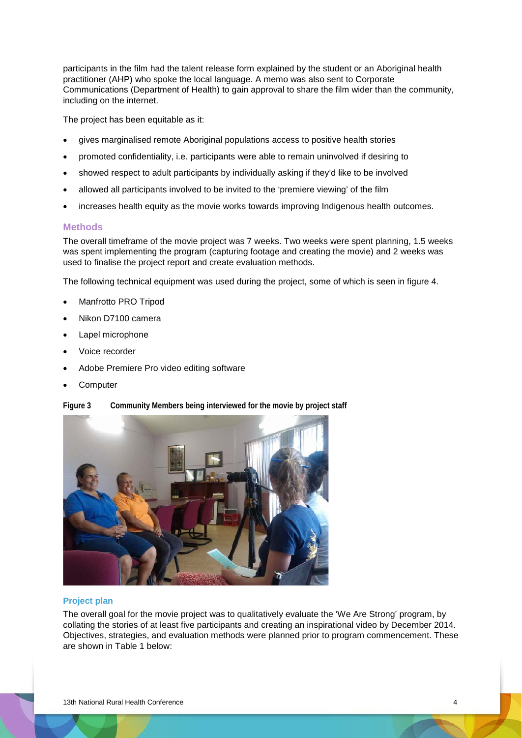participants in the film had the talent release form explained by the student or an Aboriginal health practitioner (AHP) who spoke the local language. A memo was also sent to Corporate Communications (Department of Health) to gain approval to share the film wider than the community, including on the internet.

The project has been equitable as it:

- gives marginalised remote Aboriginal populations access to positive health stories
- promoted confidentiality, i.e. participants were able to remain uninvolved if desiring to
- showed respect to adult participants by individually asking if they'd like to be involved
- allowed all participants involved to be invited to the 'premiere viewing' of the film
- increases health equity as the movie works towards improving Indigenous health outcomes.

## Methods

The overall timeframe of the movie project was 7 weeks. Two weeks were spent planning, 1.5 weeks was spent implementing the program (capturing footage and creating the movie) and 2 weeks was used to finalise the project report and create evaluation methods.

The following technical equipment was used during the project, some of which is seen in figure 4.

- Manfrotto PRO Tripod
- Nikon D7100 camera
- Lapel microphone
- Voice recorder
- Adobe Premiere Pro video editing software
- Computer

**Figure 3 Community Members being interviewed for the movie by project staff**

### Project plan

The overall goal for the movie project was to qualitatively evaluate the 'We Are Strong' program, by collating the stories of at least five participants and creating an inspirational video by December 2014. Objectives, strategies, and evaluation methods were planned prior to program commencement. These are shown in Table 1 below: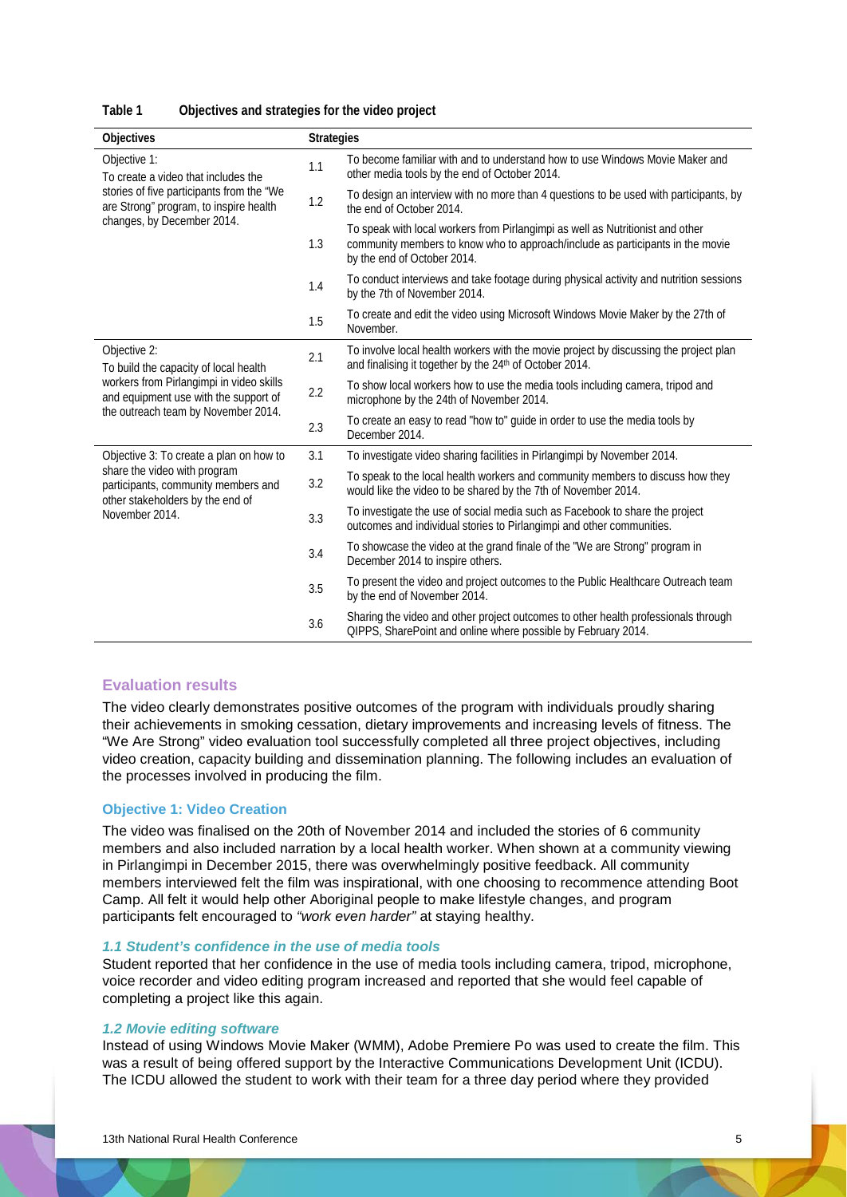**Table 1 Objectives and strategies for the video project**

| Objectives | Strategies | |
|---|---|---|
| Objective 1: To create a video that includes the stories of five participants from the "We are Strong" program, to inspire health changes, by December 2014. | 1.1 | To become familiar with and to understand how to use Windows Movie Maker and other media tools by the end of October 2014. |
| | 1.2 | To design an interview with no more than 4 questions to be used with participants, by the end of October 2014. |
| | 1.3 | To speak with local workers from Pirlangimpi as well as Nutritionist and other community members to know who to approach/include as participants in the movie by the end of October 2014. |
| | 1.4 | To conduct interviews and take footage during physical activity and nutrition sessions by the 7th of November 2014. |
| | 1.5 | To create and edit the video using Microsoft Windows Movie Maker by the 27th of November. |
| Objective 2: To build the capacity of local health workers from Pirlangimpi in video skills and equipment use with the support of the outreach team by November 2014. | 2.1 | To involve local health workers with the movie project by discussing the project plan and finalising it together by the 24th of October 2014. |
| | 2.2 | To show local workers how to use the media tools including camera, tripod and microphone by the 24th of November 2014. |
| | 2.3 | To create an easy to read "how to" guide in order to use the media tools by December 2014. |
| Objective 3: To create a plan on how to share the video with program participants, community members and other stakeholders by the end of November 2014. | 3.1 | To investigate video sharing facilities in Pirlangimpi by November 2014. |
| | 3.2 | To speak to the local health workers and community members to discuss how they would like the video to be shared by the 7th of November 2014. |
| | 3.3 | To investigate the use of social media such as Facebook to share the project outcomes and individual stories to Pirlangimpi and other communities. |
| | 3.4 | To showcase the video at the grand finale of the "We are Strong" program in December 2014 to inspire others. |
| | 3.5 | To present the video and project outcomes to the Public Healthcare Outreach team by the end of November 2014. |
| | 3.6 | Sharing the video and other project outcomes to other health professionals through QIPPS, SharePoint and online where possible by February 2014. |

## Evaluation results

The video clearly demonstrates positive outcomes of the program with individuals proudly sharing their achievements in smoking cessation, dietary improvements and increasing levels of fitness. The "We Are Strong" video evaluation tool successfully completed all three project objectives, including video creation, capacity building and dissemination planning. The following includes an evaluation of the processes involved in producing the film.

### Objective 1: Video Creation

The video was finalised on the 20th of November 2014 and included the stories of 6 community members and also included narration by a local health worker. When shown at a community viewing in Pirlangimpi in December 2015, there was overwhelmingly positive feedback. All community members interviewed felt the film was inspirational, with one choosing to recommence attending Boot Camp. All felt it would help other Aboriginal people to make lifestyle changes, and program participants felt encouraged to *"work even harder"* at staying healthy.

#### *1.1 Student's confidence in the use of media tools*

Student reported that her confidence in the use of media tools including camera, tripod, microphone, voice recorder and video editing program increased and reported that she would feel capable of completing a project like this again.

#### *1.2 Movie editing software*

Instead of using Windows Movie Maker (WMM), Adobe Premiere Po was used to create the film. This was a result of being offered support by the Interactive Communications Development Unit (ICDU). The ICDU allowed the student to work with their team for a three day period where they provided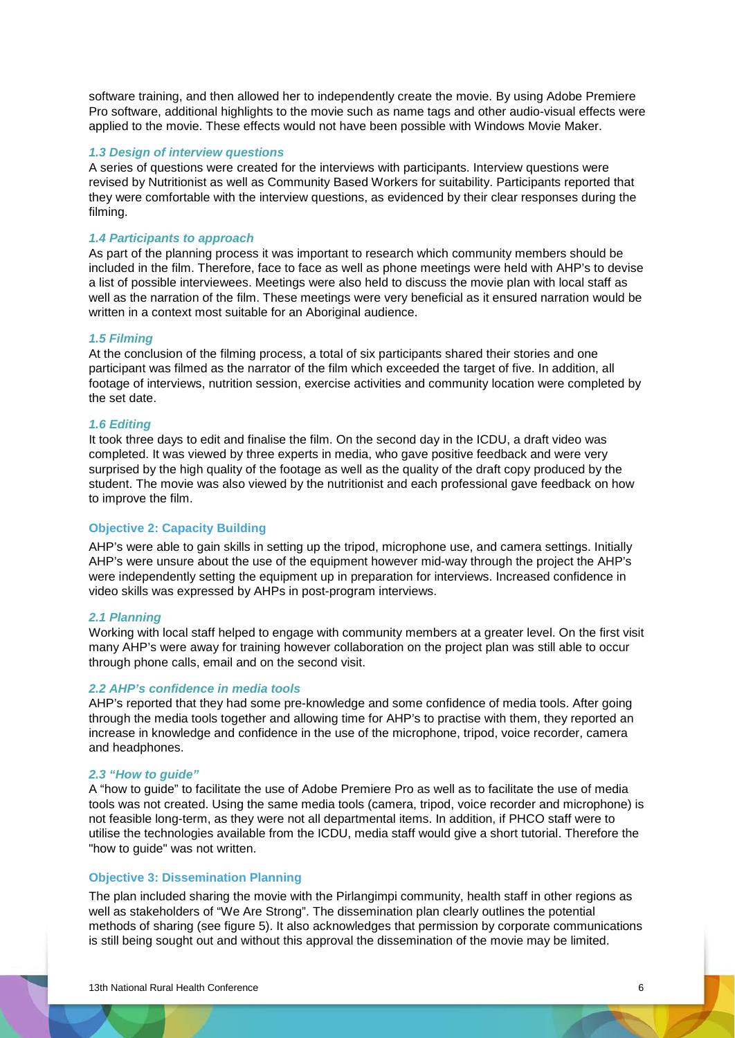software training, and then allowed her to independently create the movie. By using Adobe Premiere Pro software, additional highlights to the movie such as name tags and other audio-visual effects were applied to the movie. These effects would not have been possible with Windows Movie Maker.

#### *1.3 Design of interview questions*

A series of questions were created for the interviews with participants. Interview questions were revised by Nutritionist as well as Community Based Workers for suitability. Participants reported that they were comfortable with the interview questions, as evidenced by their clear responses during the filming.

#### *1.4 Participants to approach*

As part of the planning process it was important to research which community members should be included in the film. Therefore, face to face as well as phone meetings were held with AHP's to devise a list of possible interviewees. Meetings were also held to discuss the movie plan with local staff as well as the narration of the film. These meetings were very beneficial as it ensured narration would be written in a context most suitable for an Aboriginal audience.

#### *1.5 Filming*

At the conclusion of the filming process, a total of six participants shared their stories and one participant was filmed as the narrator of the film which exceeded the target of five. In addition, all footage of interviews, nutrition session, exercise activities and community location were completed by the set date.

#### *1.6 Editing*

It took three days to edit and finalise the film. On the second day in the ICDU, a draft video was completed. It was viewed by three experts in media, who gave positive feedback and were very surprised by the high quality of the footage as well as the quality of the draft copy produced by the student. The movie was also viewed by the nutritionist and each professional gave feedback on how to improve the film.

### Objective 2: Capacity Building

AHP's were able to gain skills in setting up the tripod, microphone use, and camera settings. Initially AHP's were unsure about the use of the equipment however mid-way through the project the AHP's were independently setting the equipment up in preparation for interviews. Increased confidence in video skills was expressed by AHPs in post-program interviews.

#### *2.1 Planning*

Working with local staff helped to engage with community members at a greater level. On the first visit many AHP's were away for training however collaboration on the project plan was still able to occur through phone calls, email and on the second visit.

#### *2.2 AHP's confidence in media tools*

AHP's reported that they had some pre-knowledge and some confidence of media tools. After going through the media tools together and allowing time for AHP's to practise with them, they reported an increase in knowledge and confidence in the use of the microphone, tripod, voice recorder, camera and headphones.

#### *2.3 "How to guide"*

A "how to guide" to facilitate the use of Adobe Premiere Pro as well as to facilitate the use of media tools was not created. Using the same media tools (camera, tripod, voice recorder and microphone) is not feasible long-term, as they were not all departmental items. In addition, if PHCO staff were to utilise the technologies available from the ICDU, media staff would give a short tutorial. Therefore the "how to guide" was not written.

### Objective 3: Dissemination Planning

The plan included sharing the movie with the Pirlangimpi community, health staff in other regions as well as stakeholders of "We Are Strong". The dissemination plan clearly outlines the potential methods of sharing (see figure 5). It also acknowledges that permission by corporate communications is still being sought out and without this approval the dissemination of the movie may be limited.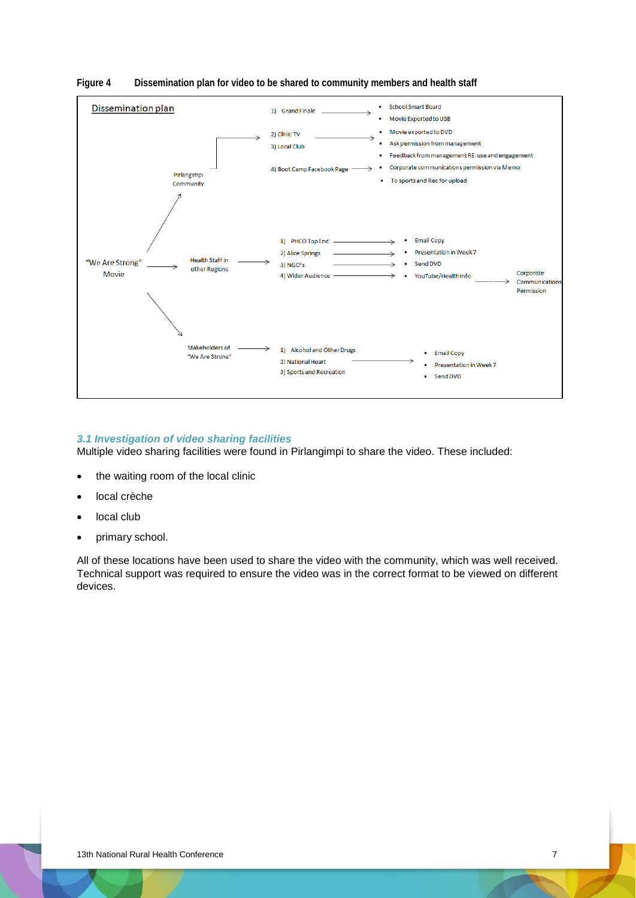**Figure 4 Dissemination plan for video to be shared to community members and health staff**

Dissemination plan

"We Are Strong" Movie

- → Pirlangimpi Community
  - 1) Grand Finale → • School Smart Board • Movie Exported to USB
  - 2) Clinic TV
  - 3) Local Club → • Movie exported to DVD • Ask permission from management • Feedback from management RE: use and engagement
  - 4) Boot Camp Facebook Page → • Corporate communications permission via Memo • To sports and Rec for upload
- → Health Staff in other Regions →
  - 1) PHCO Top End → • Email Copy
  - 2) Alice Springs → • Presentation in Week 7
  - 3) NGO's → • Send DVD
  - 4) Wider Audience → • YouTube/Health Info → Corporate Communications Permission
- → Stakeholders of "We Are Strong" →
  - 1) Alcohol and Other Drugs
  - 2) National Heart
  - 3) Sports and Recreation
  - → • Email Copy • Presentation in Week 7 • Send DVD

### *3.1 Investigation of video sharing facilities*

Multiple video sharing facilities were found in Pirlangimpi to share the video. These included:

- the waiting room of the local clinic
- local crèche
- local club
- primary school.

All of these locations have been used to share the video with the community, which was well received. Technical support was required to ensure the video was in the correct format to be viewed on different devices.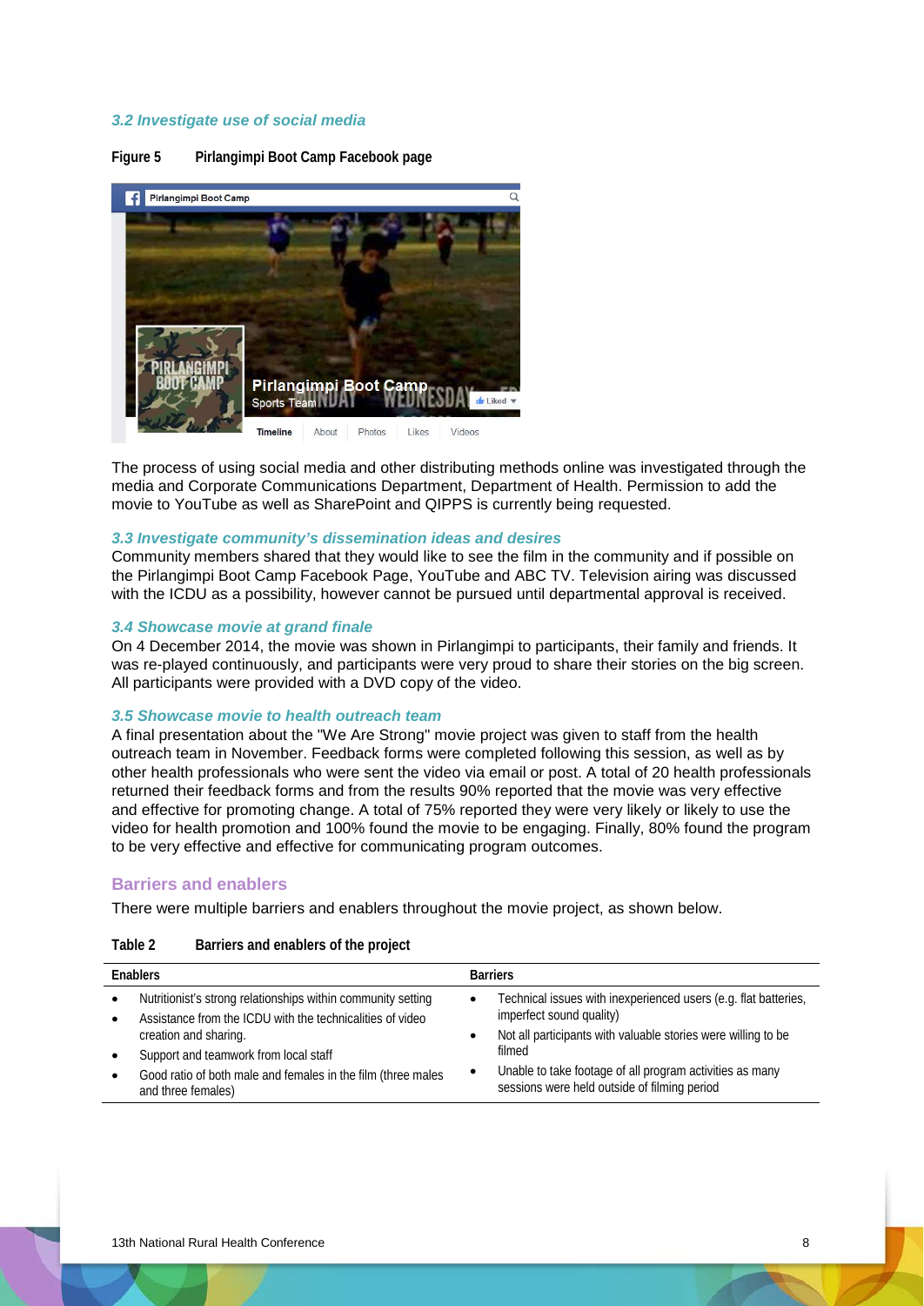### *3.2 Investigate use of social media*

**Figure 5 Pirlangimpi Boot Camp Facebook page**

The process of using social media and other distributing methods online was investigated through the media and Corporate Communications Department, Department of Health. Permission to add the movie to YouTube as well as SharePoint and QIPPS is currently being requested.

### *3.3 Investigate community's dissemination ideas and desires*

Community members shared that they would like to see the film in the community and if possible on the Pirlangimpi Boot Camp Facebook Page, YouTube and ABC TV. Television airing was discussed with the ICDU as a possibility, however cannot be pursued until departmental approval is received.

### *3.4 Showcase movie at grand finale*

On 4 December 2014, the movie was shown in Pirlangimpi to participants, their family and friends. It was re-played continuously, and participants were very proud to share their stories on the big screen. All participants were provided with a DVD copy of the video.

### *3.5 Showcase movie to health outreach team*

A final presentation about the "We Are Strong" movie project was given to staff from the health outreach team in November. Feedback forms were completed following this session, as well as by other health professionals who were sent the video via email or post. A total of 20 health professionals returned their feedback forms and from the results 90% reported that the movie was very effective and effective for promoting change. A total of 75% reported they were very likely or likely to use the video for health promotion and 100% found the movie to be engaging. Finally, 80% found the program to be very effective and effective for communicating program outcomes.

## Barriers and enablers

There were multiple barriers and enablers throughout the movie project, as shown below.

**Table 2 Barriers and enablers of the project**

| Enablers | Barriers |
|---|---|
| • Nutritionist's strong relationships within community setting<br>• Assistance from the ICDU with the technicalities of video creation and sharing.<br>• Support and teamwork from local staff<br>• Good ratio of both male and females in the film (three males and three females) | • Technical issues with inexperienced users (e.g. flat batteries, imperfect sound quality)<br>• Not all participants with valuable stories were willing to be filmed<br>• Unable to take footage of all program activities as many sessions were held outside of filming period |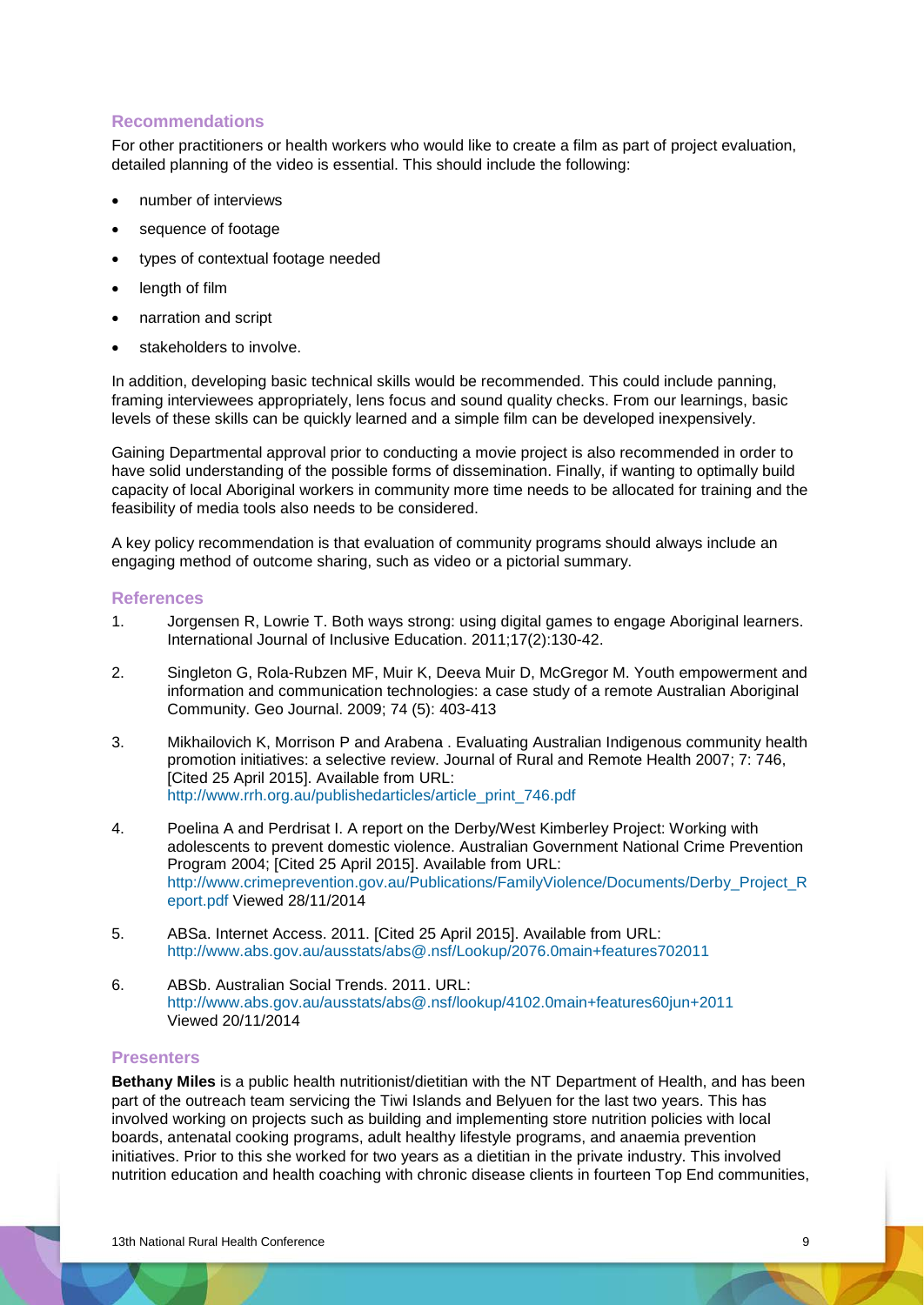## Recommendations

For other practitioners or health workers who would like to create a film as part of project evaluation, detailed planning of the video is essential. This should include the following:

- number of interviews
- sequence of footage
- types of contextual footage needed
- length of film
- narration and script
- stakeholders to involve.

In addition, developing basic technical skills would be recommended. This could include panning, framing interviewees appropriately, lens focus and sound quality checks. From our learnings, basic levels of these skills can be quickly learned and a simple film can be developed inexpensively.

Gaining Departmental approval prior to conducting a movie project is also recommended in order to have solid understanding of the possible forms of dissemination. Finally, if wanting to optimally build capacity of local Aboriginal workers in community more time needs to be allocated for training and the feasibility of media tools also needs to be considered.

A key policy recommendation is that evaluation of community programs should always include an engaging method of outcome sharing, such as video or a pictorial summary.

## References

1. Jorgensen R, Lowrie T. Both ways strong: using digital games to engage Aboriginal learners. International Journal of Inclusive Education. 2011;17(2):130-42.
2. Singleton G, Rola-Rubzen MF, Muir K, Deeva Muir D, McGregor M. Youth empowerment and information and communication technologies: a case study of a remote Australian Aboriginal Community. Geo Journal. 2009; 74 (5): 403-413
3. Mikhailovich K, Morrison P and Arabena . Evaluating Australian Indigenous community health promotion initiatives: a selective review. Journal of Rural and Remote Health 2007; 7: 746, [Cited 25 April 2015]. Available from URL: http://www.rrh.org.au/publishedarticles/article_print_746.pdf
4. Poelina A and Perdrisat I. A report on the Derby/West Kimberley Project: Working with adolescents to prevent domestic violence. Australian Government National Crime Prevention Program 2004; [Cited 25 April 2015]. Available from URL: http://www.crimeprevention.gov.au/Publications/FamilyViolence/Documents/Derby_Project_Report.pdf Viewed 28/11/2014
5. ABSa. Internet Access. 2011. [Cited 25 April 2015]. Available from URL: http://www.abs.gov.au/ausstats/abs@.nsf/Lookup/2076.0main+features702011
6. ABSb. Australian Social Trends. 2011. URL: http://www.abs.gov.au/ausstats/abs@.nsf/lookup/4102.0main+features60jun+2011 Viewed 20/11/2014

## Presenters

**Bethany Miles** is a public health nutritionist/dietitian with the NT Department of Health, and has been part of the outreach team servicing the Tiwi Islands and Belyuen for the last two years. This has involved working on projects such as building and implementing store nutrition policies with local boards, antenatal cooking programs, adult healthy lifestyle programs, and anaemia prevention initiatives. Prior to this she worked for two years as a dietitian in the private industry. This involved nutrition education and health coaching with chronic disease clients in fourteen Top End communities,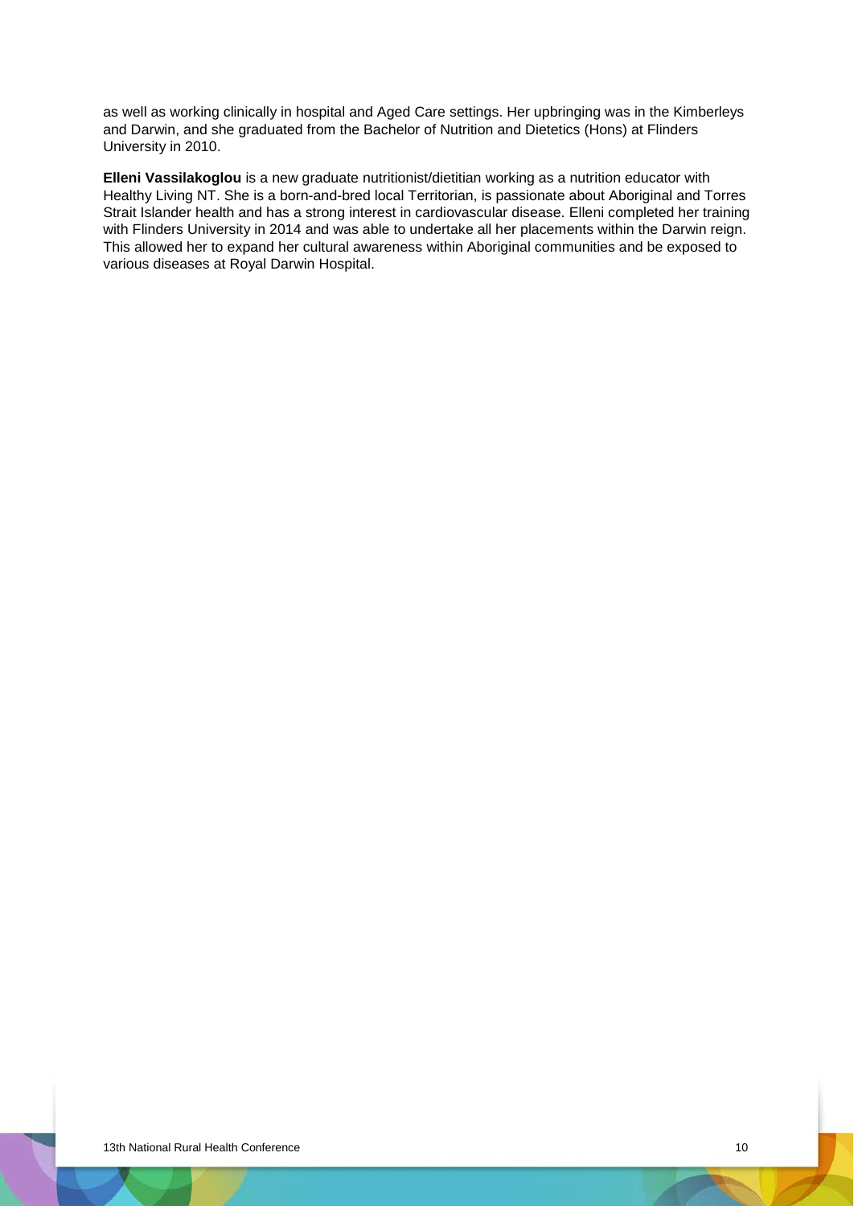as well as working clinically in hospital and Aged Care settings. Her upbringing was in the Kimberleys and Darwin, and she graduated from the Bachelor of Nutrition and Dietetics (Hons) at Flinders University in 2010.

**Elleni Vassilakoglou** is a new graduate nutritionist/dietitian working as a nutrition educator with Healthy Living NT. She is a born-and-bred local Territorian, is passionate about Aboriginal and Torres Strait Islander health and has a strong interest in cardiovascular disease. Elleni completed her training with Flinders University in 2014 and was able to undertake all her placements within the Darwin reign. This allowed her to expand her cultural awareness within Aboriginal communities and be exposed to various diseases at Royal Darwin Hospital.